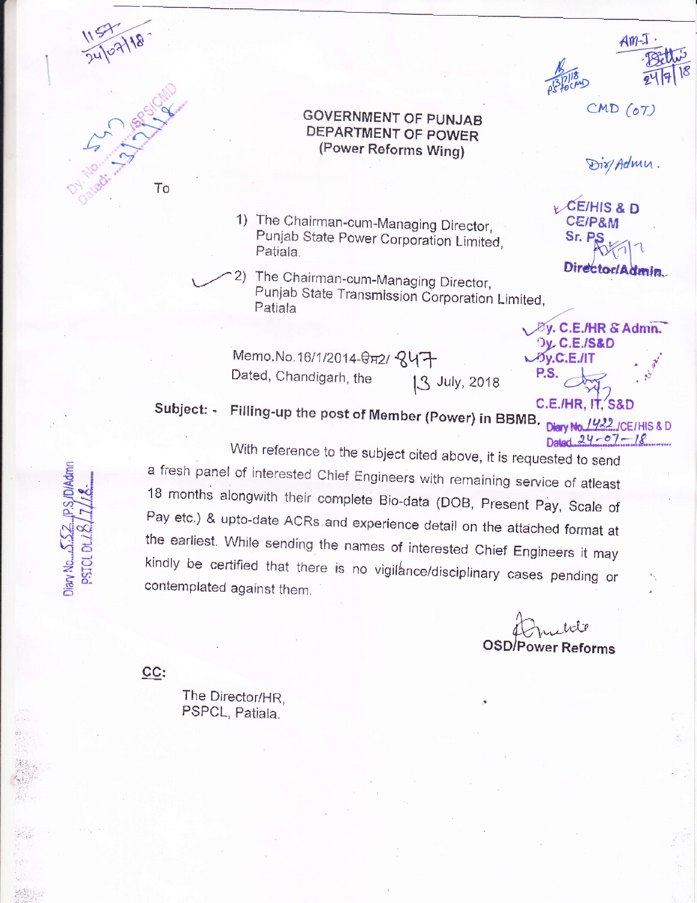**GOVERNMENT OF PUNJAB**
**DEPARTMENT OF POWER**
**(Power Reforms Wing)**

To

1) The Chairman-cum-Managing Director,
   Punjab State Power Corporation Limited,
   Patiala.

2) The Chairman-cum-Managing Director,
   Punjab State Transmission Corporation Limited,
   Patiala

Memo.No.16/1/2014-ਊਸ2/ 847
Dated, Chandigarh, the 13 July, 2018

**Subject: - Filling-up the post of Member (Power) in BBMB.**

With reference to the subject cited above, it is requested to send a fresh panel of interested Chief Engineers with remaining service of atleast 18 months alongwith their complete Bio-data (DOB, Present Pay, Scale of Pay etc.) & upto-date ACRs and experience detail on the attached format at the earliest. While sending the names of interested Chief Engineers it may kindly be certified that there is no vigilance/disciplinary cases pending or contemplated against them.

OSD/Power Reforms

CC:

The Director/HR,
PSPCL, Patiala.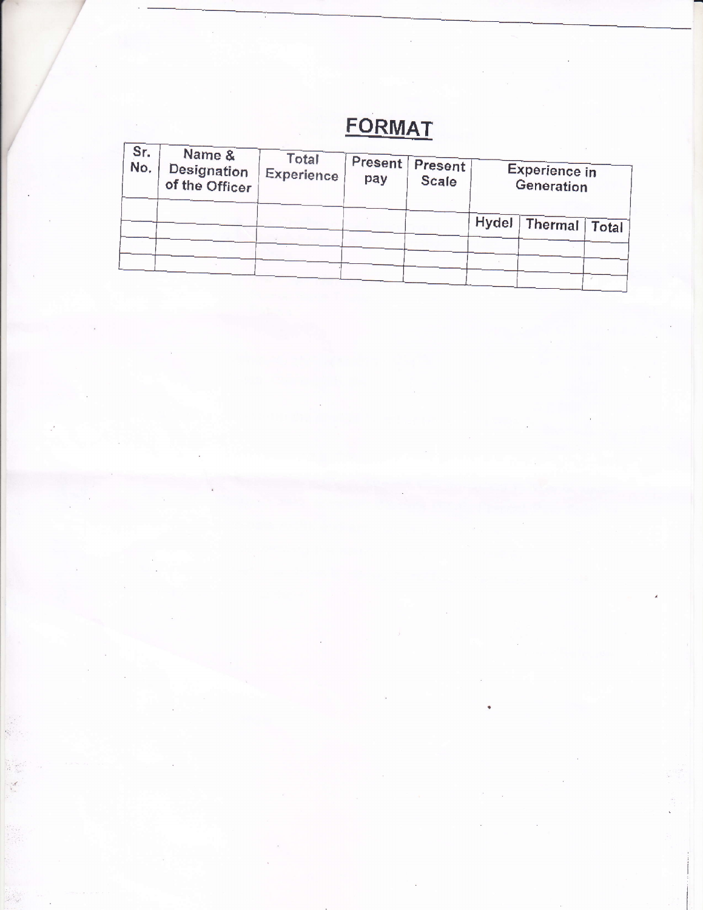## FORMAT

| Sr. No. | Name & Designation of the Officer | Total Experience | Present pay | Present Scale | Experience in Generation | | |
|---|---|---|---|---|---|---|---|
| | | | | | Hydel | Thermal | Total |
| | | | | | | | |
| | | | | | | | |
| | | | | | | | |